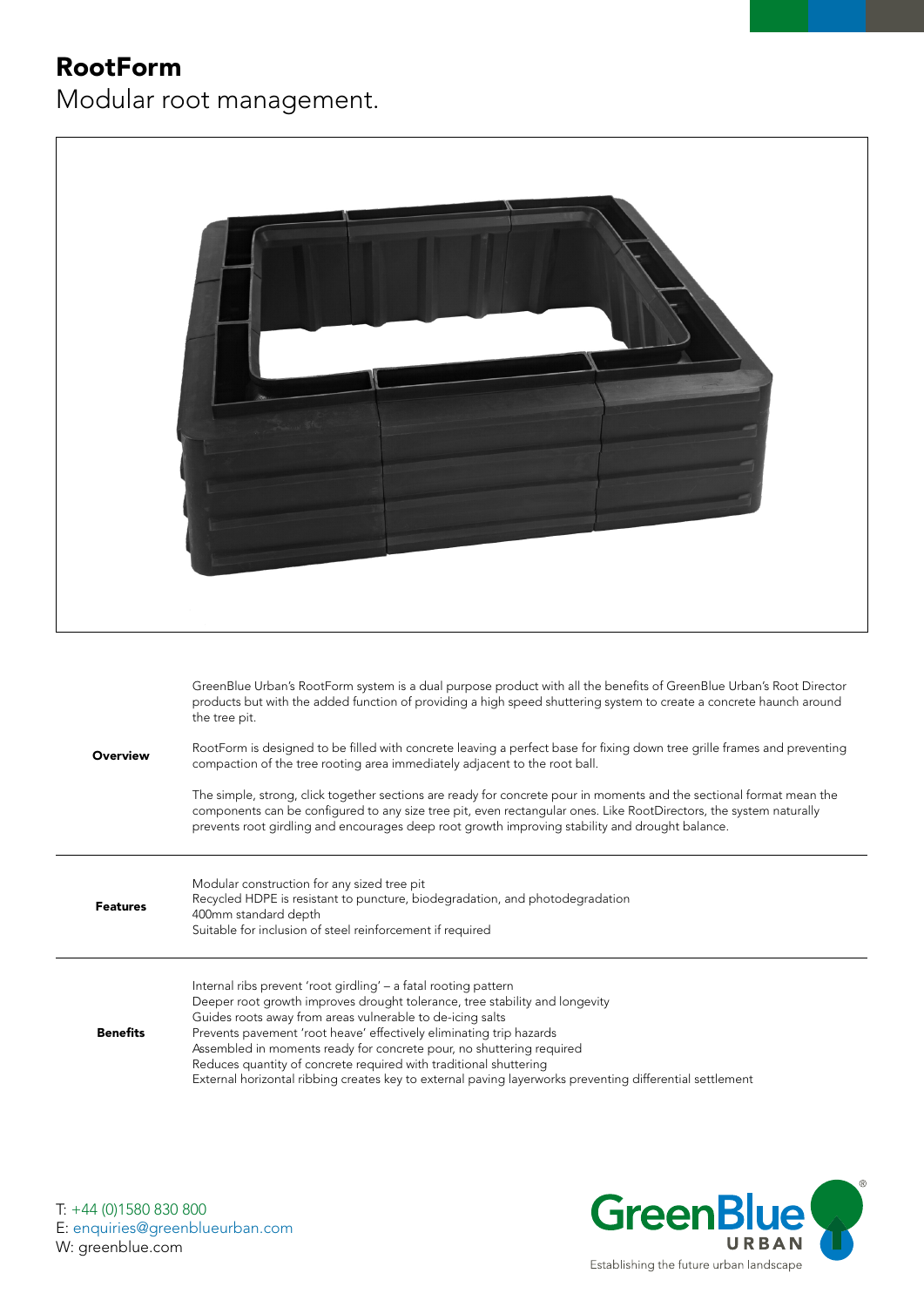# RootForm

Modular root management.

| | |
|---|---|
| **Overview** | GreenBlue Urban's RootForm system is a dual purpose product with all the benefits of GreenBlue Urban's Root Director products but with the added function of providing a high speed shuttering system to create a concrete haunch around the tree pit.<br><br>RootForm is designed to be filled with concrete leaving a perfect base for fixing down tree grille frames and preventing compaction of the tree rooting area immediately adjacent to the root ball.<br><br>The simple, strong, click together sections are ready for concrete pour in moments and the sectional format mean the components can be configured to any size tree pit, even rectangular ones. Like RootDirectors, the system naturally prevents root girdling and encourages deep root growth improving stability and drought balance. |
| **Features** | Modular construction for any sized tree pit<br>Recycled HDPE is resistant to puncture, biodegradation, and photodegradation<br>400mm standard depth<br>Suitable for inclusion of steel reinforcement if required |
| **Benefits** | Internal ribs prevent 'root girdling' – a fatal rooting pattern<br>Deeper root growth improves drought tolerance, tree stability and longevity<br>Guides roots away from areas vulnerable to de-icing salts<br>Prevents pavement 'root heave' effectively eliminating trip hazards<br>Assembled in moments ready for concrete pour, no shuttering required<br>Reduces quantity of concrete required with traditional shuttering<br>External horizontal ribbing creates key to external paving layerworks preventing differential settlement |

T: +44 (0)1580 830 800
E: enquiries@greenblueurban.com
W: greenblue.com

GreenBlue URBAN®
Establishing the future urban landscape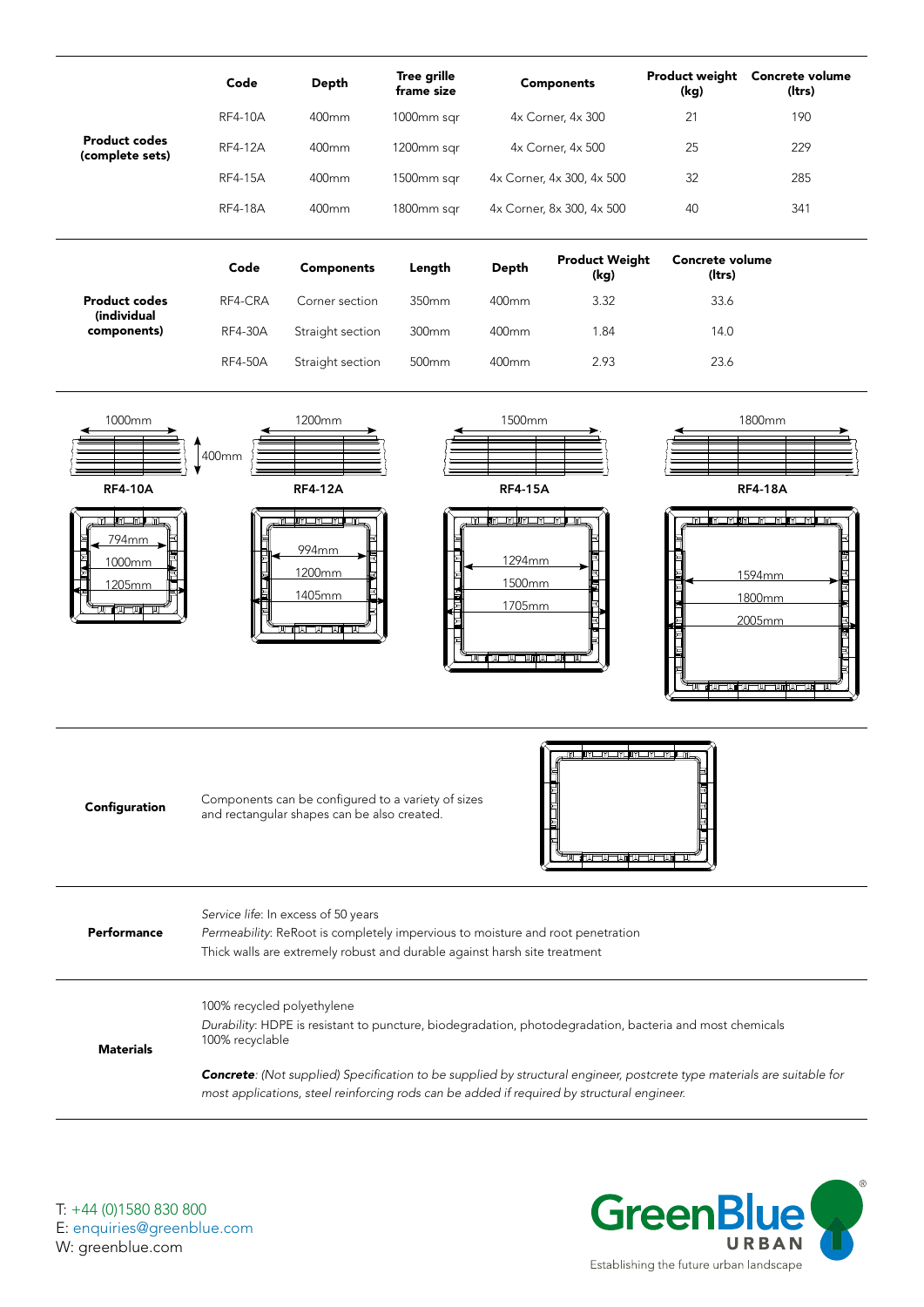| | Code | Depth | Tree grille frame size | Components | Product weight (kg) | Concrete volume (ltrs) |
|---|---|---|---|---|---|---|
| **Product codes (complete sets)** | RF4-10A | 400mm | 1000mm sqr | 4x Corner, 4x 300 | 21 | 190 |
| | RF4-12A | 400mm | 1200mm sqr | 4x Corner, 4x 500 | 25 | 229 |
| | RF4-15A | 400mm | 1500mm sqr | 4x Corner, 4x 300, 4x 500 | 32 | 285 |
| | RF4-18A | 400mm | 1800mm sqr | 4x Corner, 8x 300, 4x 500 | 40 | 341 |

| | Code | Components | Length | Depth | Product Weight (kg) | Concrete volume (ltrs) |
|---|---|---|---|---|---|---|
| **Product codes (individual components)** | RF4-CRA | Corner section | 350mm | 400mm | 3.32 | 33.6 |
| | RF4-30A | Straight section | 300mm | 400mm | 1.84 | 14.0 |
| | RF4-50A | Straight section | 500mm | 400mm | 2.93 | 23.6 |

1000mm
400mm
**RF4-10A**
794mm
1000mm
1205mm

1200mm
**RF4-12A**
994mm
1200mm
1405mm

1500mm
**RF4-15A**
1294mm
1500mm
1705mm

1800mm
**RF4-18A**
1594mm
1800mm
2005mm

**Configuration**

Components can be configured to a variety of sizes and rectangular shapes can be also created.

**Performance**

*Service life*: In excess of 50 years
*Permeability*: ReRoot is completely impervious to moisture and root penetration
Thick walls are extremely robust and durable against harsh site treatment

**Materials**

100% recycled polyethylene
*Durability*: HDPE is resistant to puncture, biodegradation, photodegradation, bacteria and most chemicals
100% recyclable

***Concrete***: *(Not supplied) Specification to be supplied by structural engineer, postcrete type materials are suitable for most applications, steel reinforcing rods can be added if required by structural engineer.*

T: +44 (0)1580 830 800
E: enquiries@greenblue.com
W: greenblue.com

GreenBlue URBAN®
Establishing the future urban landscape